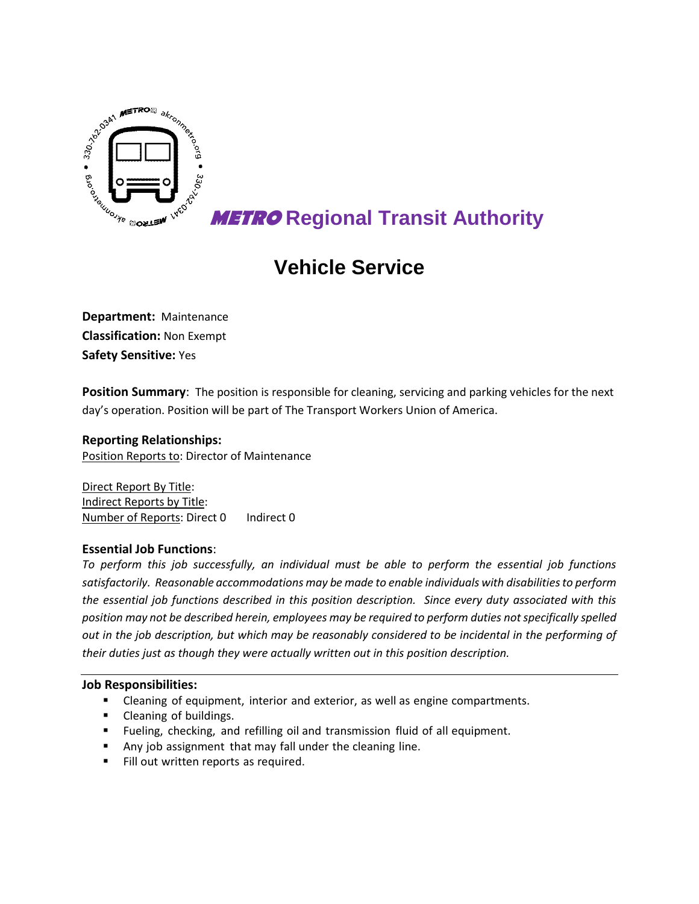**METRO Regional Transit Authority**

# Vehicle Service

**Department:** Maintenance
**Classification:** Non Exempt
**Safety Sensitive:** Yes

**Position Summary**: The position is responsible for cleaning, servicing and parking vehicles for the next day's operation. Position will be part of The Transport Workers Union of America.

**Reporting Relationships:**
Position Reports to: Director of Maintenance

Direct Report By Title:
Indirect Reports by Title:
Number of Reports: Direct 0 Indirect 0

**Essential Job Functions**:
*To perform this job successfully, an individual must be able to perform the essential job functions satisfactorily. Reasonable accommodations may be made to enable individuals with disabilities to perform the essential job functions described in this position description. Since every duty associated with this position may not be described herein, employees may be required to perform duties not specifically spelled out in the job description, but which may be reasonably considered to be incidental in the performing of their duties just as though they were actually written out in this position description.*

---

**Job Responsibilities:**

- Cleaning of equipment, interior and exterior, as well as engine compartments.
- Cleaning of buildings.
- Fueling, checking, and refilling oil and transmission fluid of all equipment.
- Any job assignment that may fall under the cleaning line.
- Fill out written reports as required.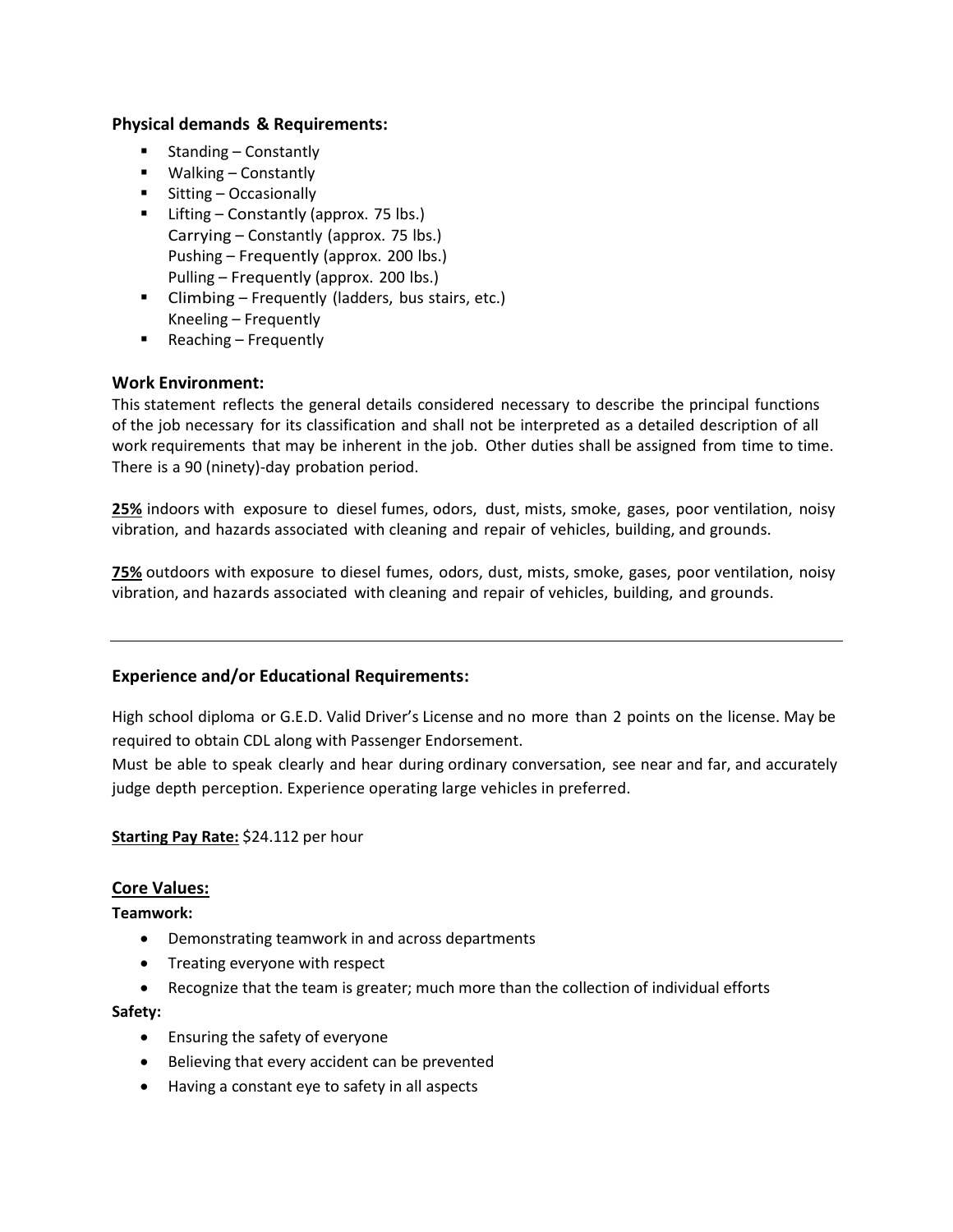### Physical demands & Requirements:

- Standing – Constantly
- Walking – Constantly
- Sitting – Occasionally
- Lifting – Constantly (approx. 75 lbs.)
  Carrying – Constantly (approx. 75 lbs.)
  Pushing – Frequently (approx. 200 lbs.)
  Pulling – Frequently (approx. 200 lbs.)
- Climbing – Frequently (ladders, bus stairs, etc.)
  Kneeling – Frequently
- Reaching – Frequently

### Work Environment:

This statement reflects the general details considered necessary to describe the principal functions of the job necessary for its classification and shall not be interpreted as a detailed description of all work requirements that may be inherent in the job. Other duties shall be assigned from time to time. There is a 90 (ninety)-day probation period.

**<u>25%</u>** indoors with exposure to diesel fumes, odors, dust, mists, smoke, gases, poor ventilation, noisy vibration, and hazards associated with cleaning and repair of vehicles, building, and grounds.

**<u>75%</u>** outdoors with exposure to diesel fumes, odors, dust, mists, smoke, gases, poor ventilation, noisy vibration, and hazards associated with cleaning and repair of vehicles, building, and grounds.

---

### Experience and/or Educational Requirements:

High school diploma or G.E.D. Valid Driver's License and no more than 2 points on the license. May be required to obtain CDL along with Passenger Endorsement.
Must be able to speak clearly and hear during ordinary conversation, see near and far, and accurately judge depth perception. Experience operating large vehicles in preferred.

**<u>Starting Pay Rate:</u>** $24.112 per hour

### <u>Core Values:</u>

**Teamwork:**

- Demonstrating teamwork in and across departments
- Treating everyone with respect
- Recognize that the team is greater; much more than the collection of individual efforts

**Safety:**

- Ensuring the safety of everyone
- Believing that every accident can be prevented
- Having a constant eye to safety in all aspects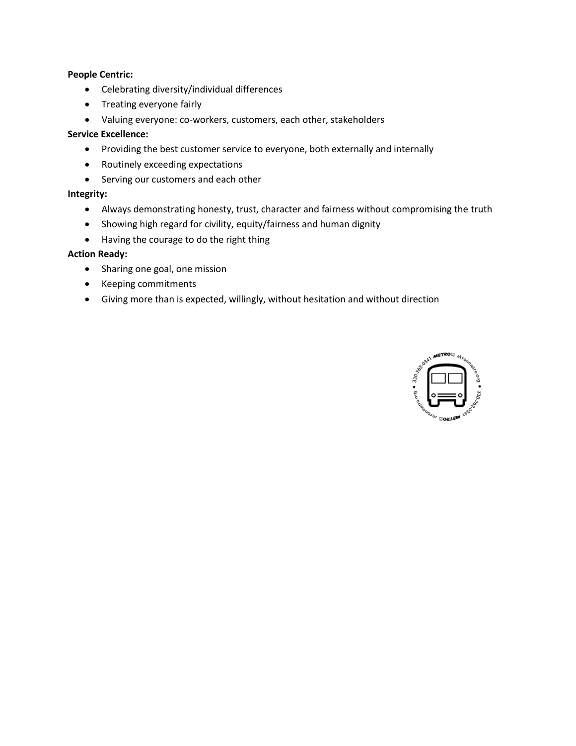**People Centric:**

- Celebrating diversity/individual differences
- Treating everyone fairly
- Valuing everyone: co-workers, customers, each other, stakeholders

**Service Excellence:**

- Providing the best customer service to everyone, both externally and internally
- Routinely exceeding expectations
- Serving our customers and each other

**Integrity:**

- Always demonstrating honesty, trust, character and fairness without compromising the truth
- Showing high regard for civility, equity/fairness and human dignity
- Having the courage to do the right thing

**Action Ready:**

- Sharing one goal, one mission
- Keeping commitments
- Giving more than is expected, willingly, without hesitation and without direction